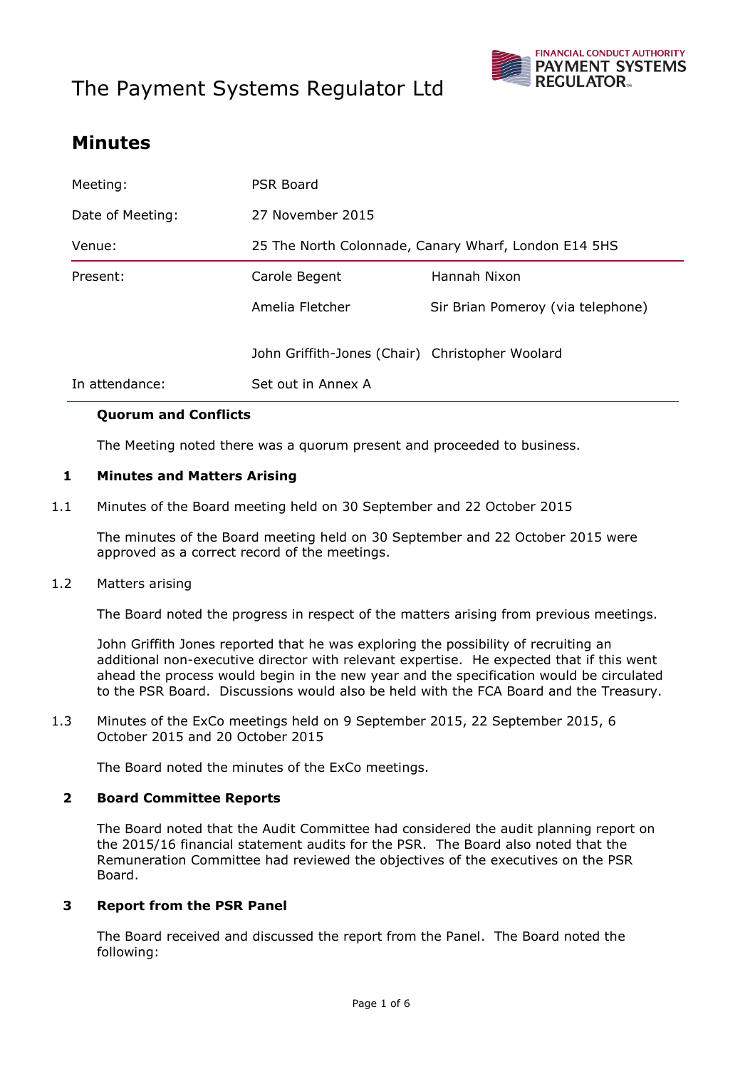# The Payment Systems Regulator Ltd

## Minutes

| | | |
|---|---|---|
| Meeting: | PSR Board | |
| Date of Meeting: | 27 November 2015 | |
| Venue: | 25 The North Colonnade, Canary Wharf, London E14 5HS | |
| Present: | Carole Begent | Hannah Nixon |
| | Amelia Fletcher | Sir Brian Pomeroy (via telephone) |
| | John Griffith-Jones (Chair) | Christopher Woolard |
| In attendance: | Set out in Annex A | |

**Quorum and Conflicts**

The Meeting noted there was a quorum present and proceeded to business.

**1 Minutes and Matters Arising**

1.1 Minutes of the Board meeting held on 30 September and 22 October 2015

The minutes of the Board meeting held on 30 September and 22 October 2015 were approved as a correct record of the meetings.

1.2 Matters arising

The Board noted the progress in respect of the matters arising from previous meetings.

John Griffith Jones reported that he was exploring the possibility of recruiting an additional non-executive director with relevant expertise. He expected that if this went ahead the process would begin in the new year and the specification would be circulated to the PSR Board. Discussions would also be held with the FCA Board and the Treasury.

1.3 Minutes of the ExCo meetings held on 9 September 2015, 22 September 2015, 6 October 2015 and 20 October 2015

The Board noted the minutes of the ExCo meetings.

**2 Board Committee Reports**

The Board noted that the Audit Committee had considered the audit planning report on the 2015/16 financial statement audits for the PSR. The Board also noted that the Remuneration Committee had reviewed the objectives of the executives on the PSR Board.

**3 Report from the PSR Panel**

The Board received and discussed the report from the Panel. The Board noted the following: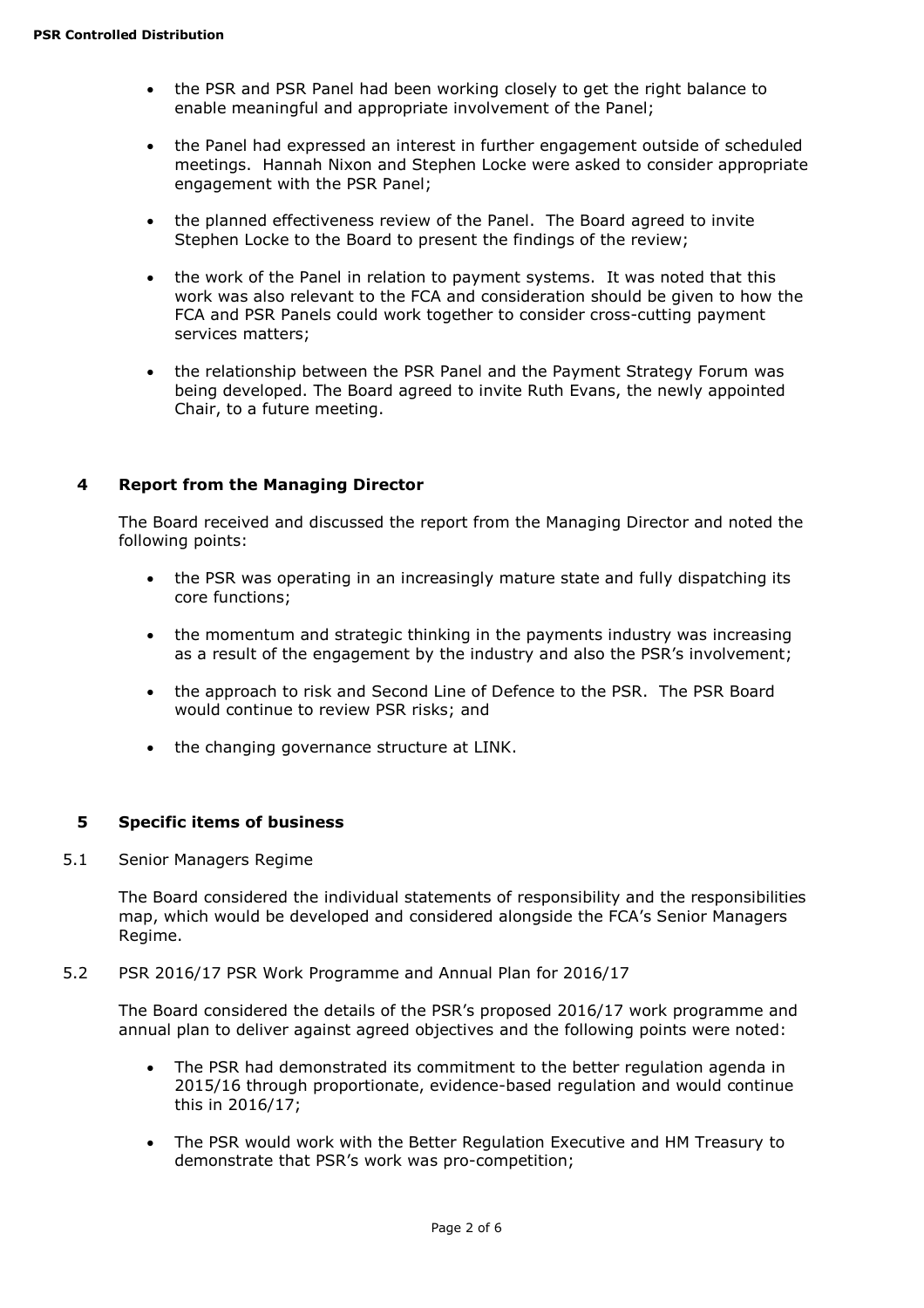- the PSR and PSR Panel had been working closely to get the right balance to enable meaningful and appropriate involvement of the Panel;
- the Panel had expressed an interest in further engagement outside of scheduled meetings. Hannah Nixon and Stephen Locke were asked to consider appropriate engagement with the PSR Panel;
- the planned effectiveness review of the Panel. The Board agreed to invite Stephen Locke to the Board to present the findings of the review;
- the work of the Panel in relation to payment systems. It was noted that this work was also relevant to the FCA and consideration should be given to how the FCA and PSR Panels could work together to consider cross-cutting payment services matters;
- the relationship between the PSR Panel and the Payment Strategy Forum was being developed. The Board agreed to invite Ruth Evans, the newly appointed Chair, to a future meeting.

## 4 Report from the Managing Director

The Board received and discussed the report from the Managing Director and noted the following points:

- the PSR was operating in an increasingly mature state and fully dispatching its core functions;
- the momentum and strategic thinking in the payments industry was increasing as a result of the engagement by the industry and also the PSR's involvement;
- the approach to risk and Second Line of Defence to the PSR. The PSR Board would continue to review PSR risks; and
- the changing governance structure at LINK.

## 5 Specific items of business

5.1 Senior Managers Regime

The Board considered the individual statements of responsibility and the responsibilities map, which would be developed and considered alongside the FCA's Senior Managers Regime.

5.2 PSR 2016/17 PSR Work Programme and Annual Plan for 2016/17

The Board considered the details of the PSR's proposed 2016/17 work programme and annual plan to deliver against agreed objectives and the following points were noted:

- The PSR had demonstrated its commitment to the better regulation agenda in 2015/16 through proportionate, evidence-based regulation and would continue this in 2016/17;
- The PSR would work with the Better Regulation Executive and HM Treasury to demonstrate that PSR's work was pro-competition;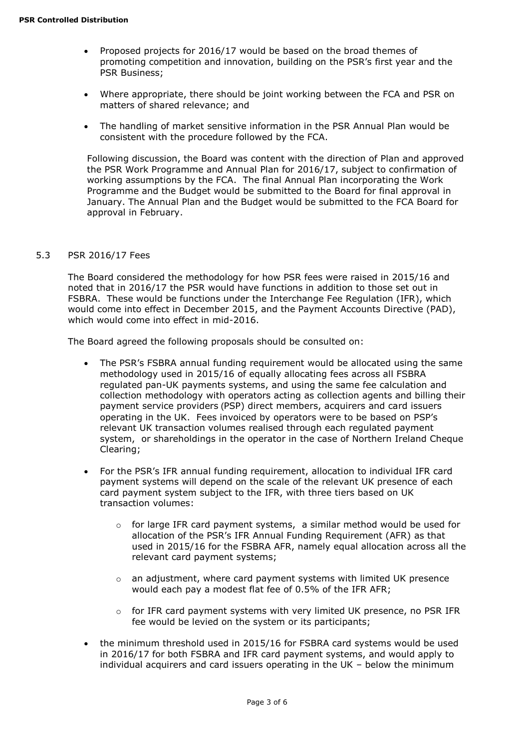- Proposed projects for 2016/17 would be based on the broad themes of promoting competition and innovation, building on the PSR's first year and the PSR Business;
- Where appropriate, there should be joint working between the FCA and PSR on matters of shared relevance; and
- The handling of market sensitive information in the PSR Annual Plan would be consistent with the procedure followed by the FCA.

Following discussion, the Board was content with the direction of Plan and approved the PSR Work Programme and Annual Plan for 2016/17, subject to confirmation of working assumptions by the FCA. The final Annual Plan incorporating the Work Programme and the Budget would be submitted to the Board for final approval in January. The Annual Plan and the Budget would be submitted to the FCA Board for approval in February.

5.3 PSR 2016/17 Fees

The Board considered the methodology for how PSR fees were raised in 2015/16 and noted that in 2016/17 the PSR would have functions in addition to those set out in FSBRA. These would be functions under the Interchange Fee Regulation (IFR), which would come into effect in December 2015, and the Payment Accounts Directive (PAD), which would come into effect in mid-2016.

The Board agreed the following proposals should be consulted on:

- The PSR's FSBRA annual funding requirement would be allocated using the same methodology used in 2015/16 of equally allocating fees across all FSBRA regulated pan-UK payments systems, and using the same fee calculation and collection methodology with operators acting as collection agents and billing their payment service providers (PSP) direct members, acquirers and card issuers operating in the UK. Fees invoiced by operators were to be based on PSP's relevant UK transaction volumes realised through each regulated payment system, or shareholdings in the operator in the case of Northern Ireland Cheque Clearing;
- For the PSR's IFR annual funding requirement, allocation to individual IFR card payment systems will depend on the scale of the relevant UK presence of each card payment system subject to the IFR, with three tiers based on UK transaction volumes:
  - for large IFR card payment systems, a similar method would be used for allocation of the PSR's IFR Annual Funding Requirement (AFR) as that used in 2015/16 for the FSBRA AFR, namely equal allocation across all the relevant card payment systems;
  - an adjustment, where card payment systems with limited UK presence would each pay a modest flat fee of 0.5% of the IFR AFR;
  - for IFR card payment systems with very limited UK presence, no PSR IFR fee would be levied on the system or its participants;
- the minimum threshold used in 2015/16 for FSBRA card systems would be used in 2016/17 for both FSBRA and IFR card payment systems, and would apply to individual acquirers and card issuers operating in the UK – below the minimum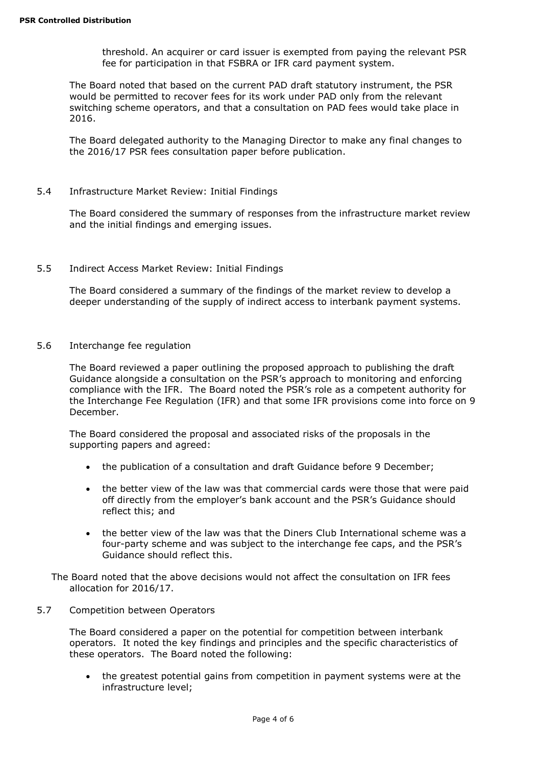threshold. An acquirer or card issuer is exempted from paying the relevant PSR fee for participation in that FSBRA or IFR card payment system.

The Board noted that based on the current PAD draft statutory instrument, the PSR would be permitted to recover fees for its work under PAD only from the relevant switching scheme operators, and that a consultation on PAD fees would take place in 2016.

The Board delegated authority to the Managing Director to make any final changes to the 2016/17 PSR fees consultation paper before publication.

5.4 Infrastructure Market Review: Initial Findings

The Board considered the summary of responses from the infrastructure market review and the initial findings and emerging issues.

5.5 Indirect Access Market Review: Initial Findings

The Board considered a summary of the findings of the market review to develop a deeper understanding of the supply of indirect access to interbank payment systems.

5.6 Interchange fee regulation

The Board reviewed a paper outlining the proposed approach to publishing the draft Guidance alongside a consultation on the PSR's approach to monitoring and enforcing compliance with the IFR. The Board noted the PSR's role as a competent authority for the Interchange Fee Regulation (IFR) and that some IFR provisions come into force on 9 December.

The Board considered the proposal and associated risks of the proposals in the supporting papers and agreed:

- the publication of a consultation and draft Guidance before 9 December;
- the better view of the law was that commercial cards were those that were paid off directly from the employer's bank account and the PSR's Guidance should reflect this; and
- the better view of the law was that the Diners Club International scheme was a four-party scheme and was subject to the interchange fee caps, and the PSR's Guidance should reflect this.

The Board noted that the above decisions would not affect the consultation on IFR fees allocation for 2016/17.

5.7 Competition between Operators

The Board considered a paper on the potential for competition between interbank operators. It noted the key findings and principles and the specific characteristics of these operators. The Board noted the following:

- the greatest potential gains from competition in payment systems were at the infrastructure level;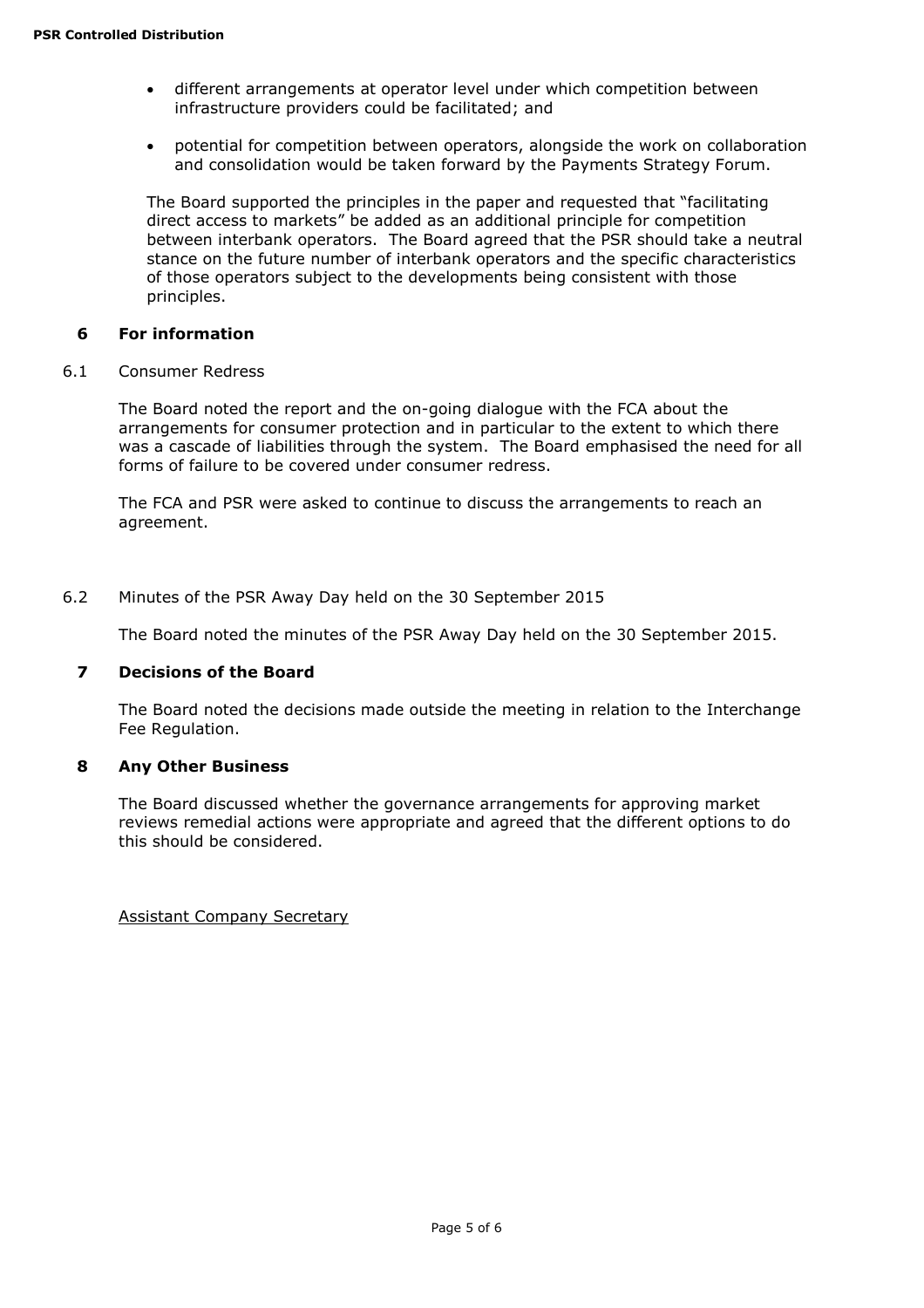- different arrangements at operator level under which competition between infrastructure providers could be facilitated; and
- potential for competition between operators, alongside the work on collaboration and consolidation would be taken forward by the Payments Strategy Forum.

The Board supported the principles in the paper and requested that "facilitating direct access to markets" be added as an additional principle for competition between interbank operators. The Board agreed that the PSR should take a neutral stance on the future number of interbank operators and the specific characteristics of those operators subject to the developments being consistent with those principles.

## 6 For information

6.1 Consumer Redress

The Board noted the report and the on-going dialogue with the FCA about the arrangements for consumer protection and in particular to the extent to which there was a cascade of liabilities through the system. The Board emphasised the need for all forms of failure to be covered under consumer redress.

The FCA and PSR were asked to continue to discuss the arrangements to reach an agreement.

6.2 Minutes of the PSR Away Day held on the 30 September 2015

The Board noted the minutes of the PSR Away Day held on the 30 September 2015.

## 7 Decisions of the Board

The Board noted the decisions made outside the meeting in relation to the Interchange Fee Regulation.

## 8 Any Other Business

The Board discussed whether the governance arrangements for approving market reviews remedial actions were appropriate and agreed that the different options to do this should be considered.

Assistant Company Secretary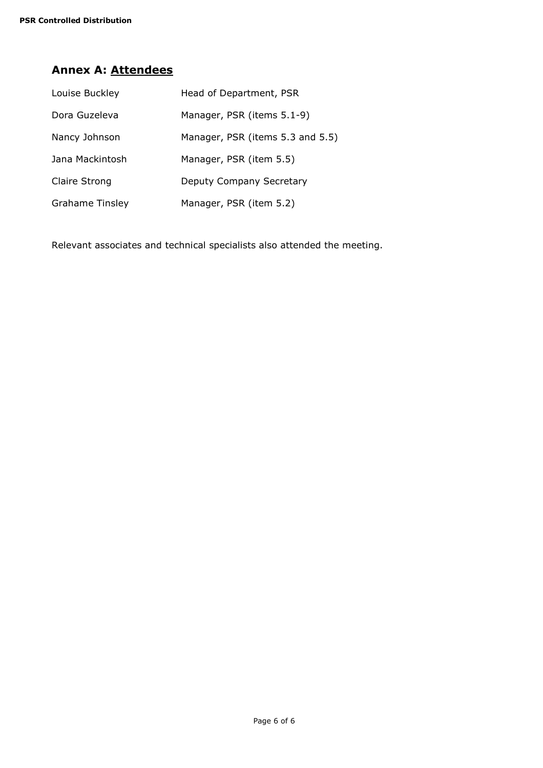## Annex A: <u>Attendees</u>

| | |
|---|---|
| Louise Buckley | Head of Department, PSR |
| Dora Guzeleva | Manager, PSR (items 5.1-9) |
| Nancy Johnson | Manager, PSR (items 5.3 and 5.5) |
| Jana Mackintosh | Manager, PSR (item 5.5) |
| Claire Strong | Deputy Company Secretary |
| Grahame Tinsley | Manager, PSR (item 5.2) |

Relevant associates and technical specialists also attended the meeting.